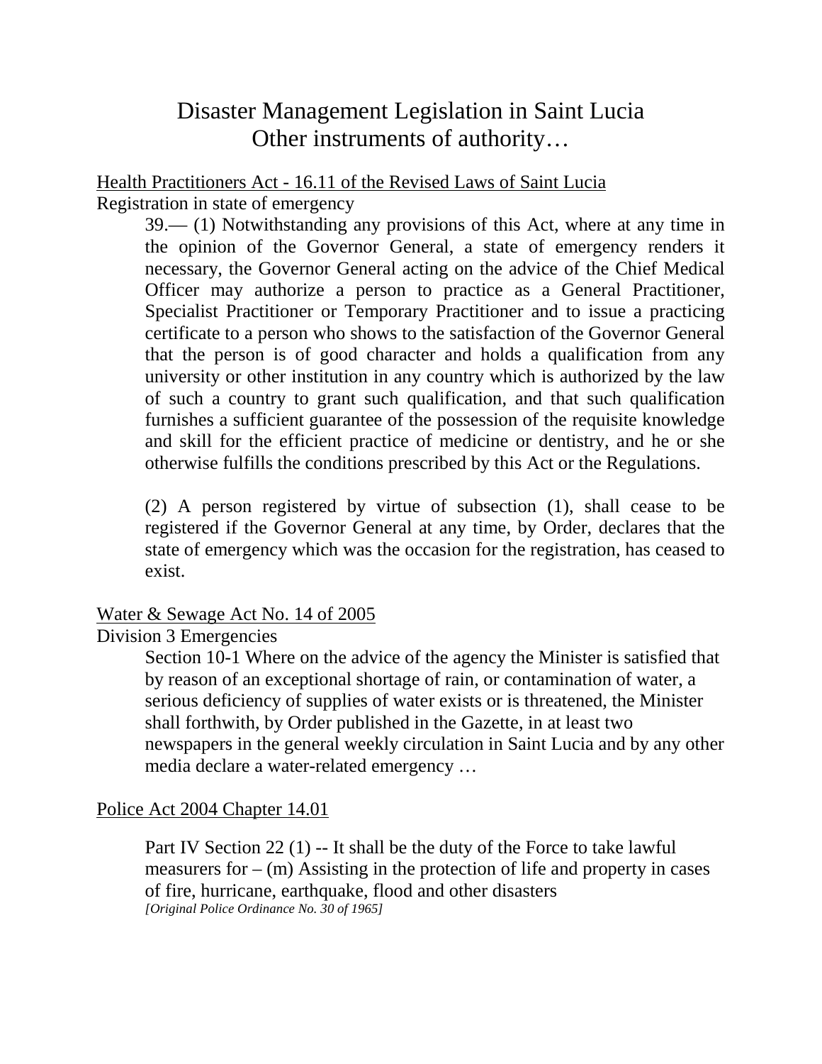# Disaster Management Legislation in Saint Lucia
# Other instruments of authority…

Health Practitioners Act - 16.11 of the Revised Laws of Saint Lucia

Registration in state of emergency

> 39.— (1) Notwithstanding any provisions of this Act, where at any time in the opinion of the Governor General, a state of emergency renders it necessary, the Governor General acting on the advice of the Chief Medical Officer may authorize a person to practice as a General Practitioner, Specialist Practitioner or Temporary Practitioner and to issue a practicing certificate to a person who shows to the satisfaction of the Governor General that the person is of good character and holds a qualification from any university or other institution in any country which is authorized by the law of such a country to grant such qualification, and that such qualification furnishes a sufficient guarantee of the possession of the requisite knowledge and skill for the efficient practice of medicine or dentistry, and he or she otherwise fulfills the conditions prescribed by this Act or the Regulations.
>
> (2) A person registered by virtue of subsection (1), shall cease to be registered if the Governor General at any time, by Order, declares that the state of emergency which was the occasion for the registration, has ceased to exist.

Water & Sewage Act No. 14 of 2005

Division 3 Emergencies

> Section 10-1 Where on the advice of the agency the Minister is satisfied that by reason of an exceptional shortage of rain, or contamination of water, a serious deficiency of supplies of water exists or is threatened, the Minister shall forthwith, by Order published in the Gazette, in at least two newspapers in the general weekly circulation in Saint Lucia and by any other media declare a water-related emergency …

Police Act 2004 Chapter 14.01

> Part IV Section 22 (1) -- It shall be the duty of the Force to take lawful measurers for – (m) Assisting in the protection of life and property in cases of fire, hurricane, earthquake, flood and other disasters
> *[Original Police Ordinance No. 30 of 1965]*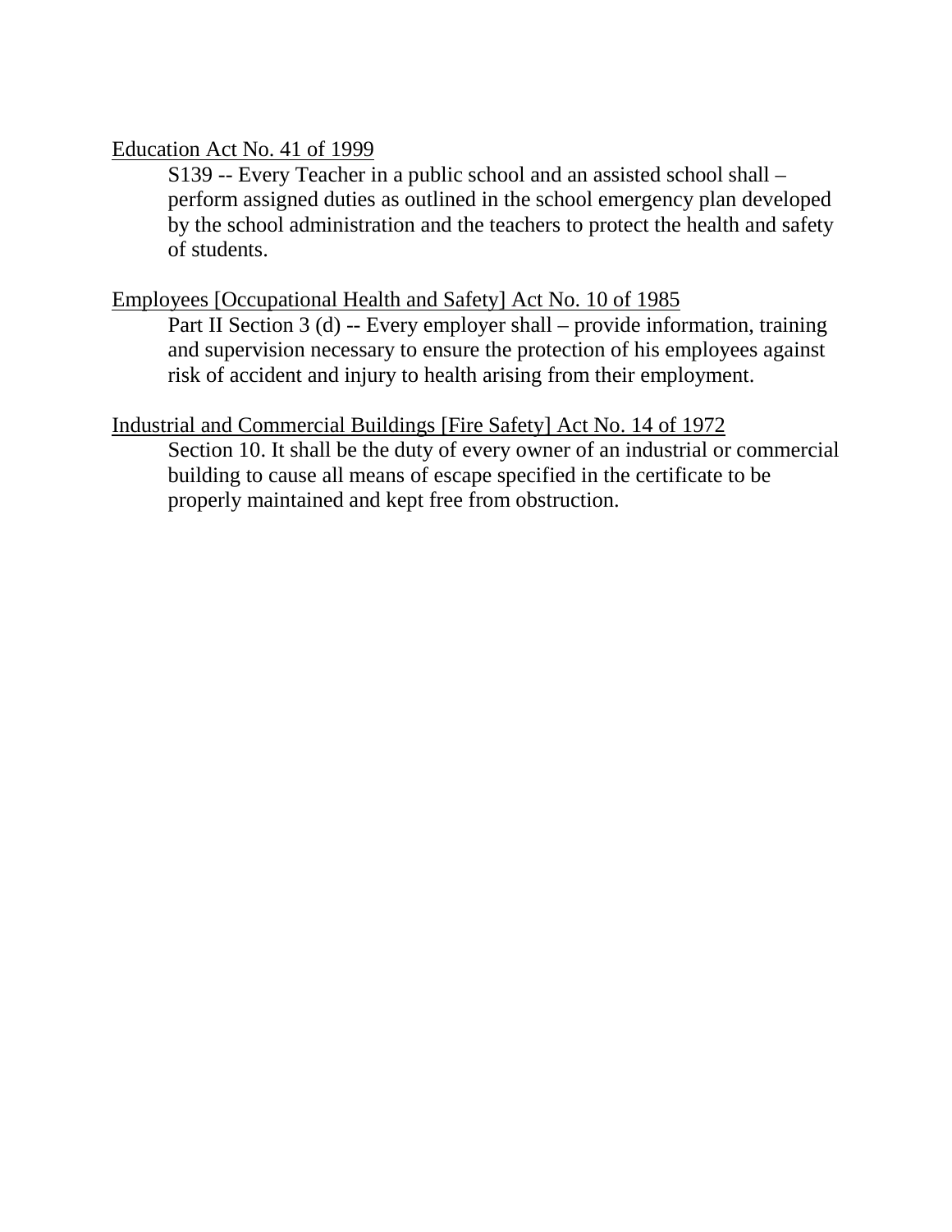Education Act No. 41 of 1999

S139 -- Every Teacher in a public school and an assisted school shall – perform assigned duties as outlined in the school emergency plan developed by the school administration and the teachers to protect the health and safety of students.

Employees [Occupational Health and Safety] Act No. 10 of 1985

Part II Section 3 (d) -- Every employer shall – provide information, training and supervision necessary to ensure the protection of his employees against risk of accident and injury to health arising from their employment.

Industrial and Commercial Buildings [Fire Safety] Act No. 14 of 1972

Section 10. It shall be the duty of every owner of an industrial or commercial building to cause all means of escape specified in the certificate to be properly maintained and kept free from obstruction.